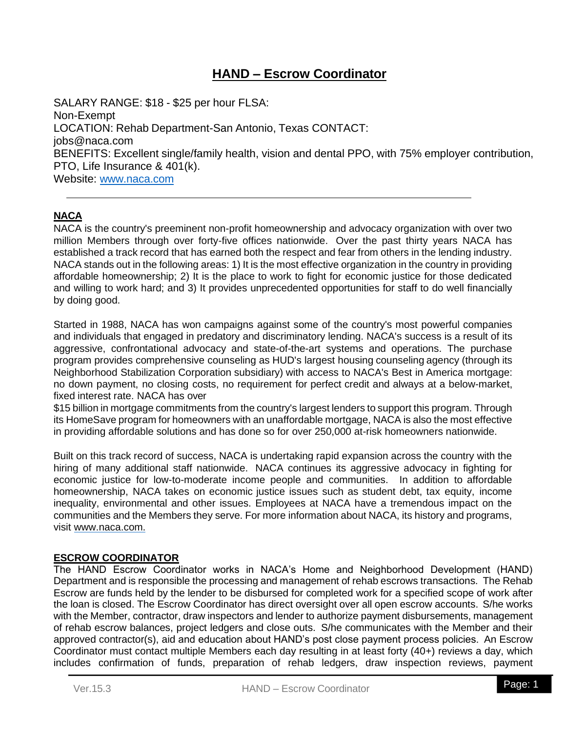# HAND – Escrow Coordinator

SALARY RANGE: $18 - $25 per hour FLSA:
Non-Exempt
LOCATION: Rehab Department-San Antonio, Texas CONTACT:
jobs@naca.com
BENEFITS: Excellent single/family health, vision and dental PPO, with 75% employer contribution, PTO, Life Insurance & 401(k).
Website: www.naca.com

---

## NACA

NACA is the country's preeminent non-profit homeownership and advocacy organization with over two million Members through over forty-five offices nationwide. Over the past thirty years NACA has established a track record that has earned both the respect and fear from others in the lending industry. NACA stands out in the following areas: 1) It is the most effective organization in the country in providing affordable homeownership; 2) It is the place to work to fight for economic justice for those dedicated and willing to work hard; and 3) It provides unprecedented opportunities for staff to do well financially by doing good.

Started in 1988, NACA has won campaigns against some of the country's most powerful companies and individuals that engaged in predatory and discriminatory lending. NACA's success is a result of its aggressive, confrontational advocacy and state-of-the-art systems and operations. The purchase program provides comprehensive counseling as HUD's largest housing counseling agency (through its Neighborhood Stabilization Corporation subsidiary) with access to NACA's Best in America mortgage: no down payment, no closing costs, no requirement for perfect credit and always at a below-market, fixed interest rate. NACA has over
$15 billion in mortgage commitments from the country's largest lenders to support this program. Through its HomeSave program for homeowners with an unaffordable mortgage, NACA is also the most effective in providing affordable solutions and has done so for over 250,000 at-risk homeowners nationwide.

Built on this track record of success, NACA is undertaking rapid expansion across the country with the hiring of many additional staff nationwide. NACA continues its aggressive advocacy in fighting for economic justice for low-to-moderate income people and communities. In addition to affordable homeownership, NACA takes on economic justice issues such as student debt, tax equity, income inequality, environmental and other issues. Employees at NACA have a tremendous impact on the communities and the Members they serve. For more information about NACA, its history and programs, visit www.naca.com.

## ESCROW COORDINATOR

The HAND Escrow Coordinator works in NACA's Home and Neighborhood Development (HAND) Department and is responsible the processing and management of rehab escrows transactions. The Rehab Escrow are funds held by the lender to be disbursed for completed work for a specified scope of work after the loan is closed. The Escrow Coordinator has direct oversight over all open escrow accounts. S/he works with the Member, contractor, draw inspectors and lender to authorize payment disbursements, management of rehab escrow balances, project ledgers and close outs. S/he communicates with the Member and their approved contractor(s), aid and education about HAND's post close payment process policies. An Escrow Coordinator must contact multiple Members each day resulting in at least forty (40+) reviews a day, which includes confirmation of funds, preparation of rehab ledgers, draw inspection reviews, payment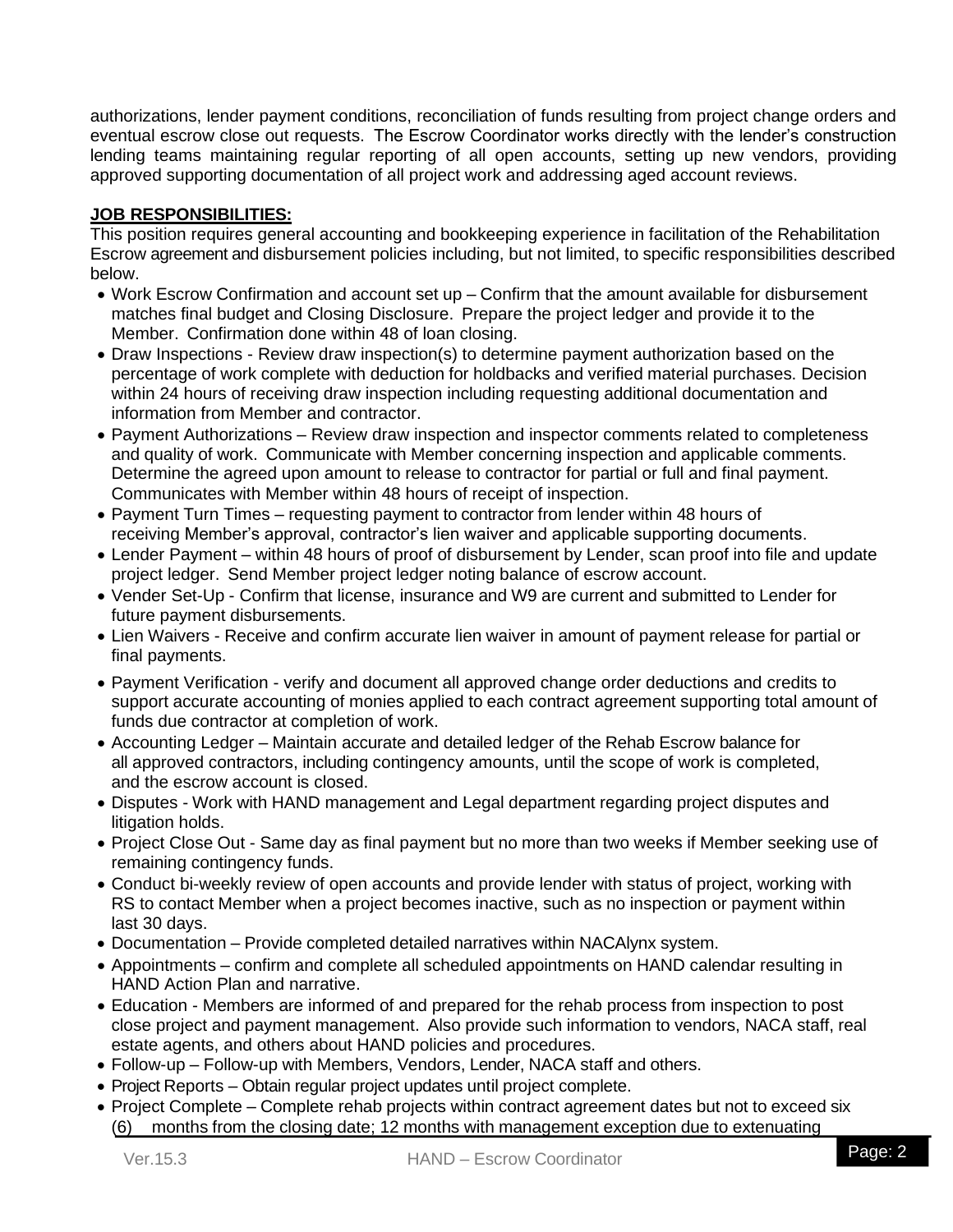authorizations, lender payment conditions, reconciliation of funds resulting from project change orders and eventual escrow close out requests. The Escrow Coordinator works directly with the lender's construction lending teams maintaining regular reporting of all open accounts, setting up new vendors, providing approved supporting documentation of all project work and addressing aged account reviews.

**JOB RESPONSIBILITIES:**

This position requires general accounting and bookkeeping experience in facilitation of the Rehabilitation Escrow agreement and disbursement policies including, but not limited, to specific responsibilities described below.

- Work Escrow Confirmation and account set up – Confirm that the amount available for disbursement matches final budget and Closing Disclosure. Prepare the project ledger and provide it to the Member. Confirmation done within 48 of loan closing.
- Draw Inspections - Review draw inspection(s) to determine payment authorization based on the percentage of work complete with deduction for holdbacks and verified material purchases. Decision within 24 hours of receiving draw inspection including requesting additional documentation and information from Member and contractor.
- Payment Authorizations – Review draw inspection and inspector comments related to completeness and quality of work. Communicate with Member concerning inspection and applicable comments. Determine the agreed upon amount to release to contractor for partial or full and final payment. Communicates with Member within 48 hours of receipt of inspection.
- Payment Turn Times – requesting payment to contractor from lender within 48 hours of receiving Member's approval, contractor's lien waiver and applicable supporting documents.
- Lender Payment – within 48 hours of proof of disbursement by Lender, scan proof into file and update project ledger. Send Member project ledger noting balance of escrow account.
- Vender Set-Up - Confirm that license, insurance and W9 are current and submitted to Lender for future payment disbursements.
- Lien Waivers - Receive and confirm accurate lien waiver in amount of payment release for partial or final payments.
- Payment Verification - verify and document all approved change order deductions and credits to support accurate accounting of monies applied to each contract agreement supporting total amount of funds due contractor at completion of work.
- Accounting Ledger – Maintain accurate and detailed ledger of the Rehab Escrow balance for all approved contractors, including contingency amounts, until the scope of work is completed, and the escrow account is closed.
- Disputes - Work with HAND management and Legal department regarding project disputes and litigation holds.
- Project Close Out - Same day as final payment but no more than two weeks if Member seeking use of remaining contingency funds.
- Conduct bi-weekly review of open accounts and provide lender with status of project, working with RS to contact Member when a project becomes inactive, such as no inspection or payment within last 30 days.
- Documentation – Provide completed detailed narratives within NACAlynx system.
- Appointments – confirm and complete all scheduled appointments on HAND calendar resulting in HAND Action Plan and narrative.
- Education - Members are informed of and prepared for the rehab process from inspection to post close project and payment management. Also provide such information to vendors, NACA staff, real estate agents, and others about HAND policies and procedures.
- Follow-up – Follow-up with Members, Vendors, Lender, NACA staff and others.
- Project Reports – Obtain regular project updates until project complete.
- Project Complete – Complete rehab projects within contract agreement dates but not to exceed six (6) months from the closing date; 12 months with management exception due to extenuating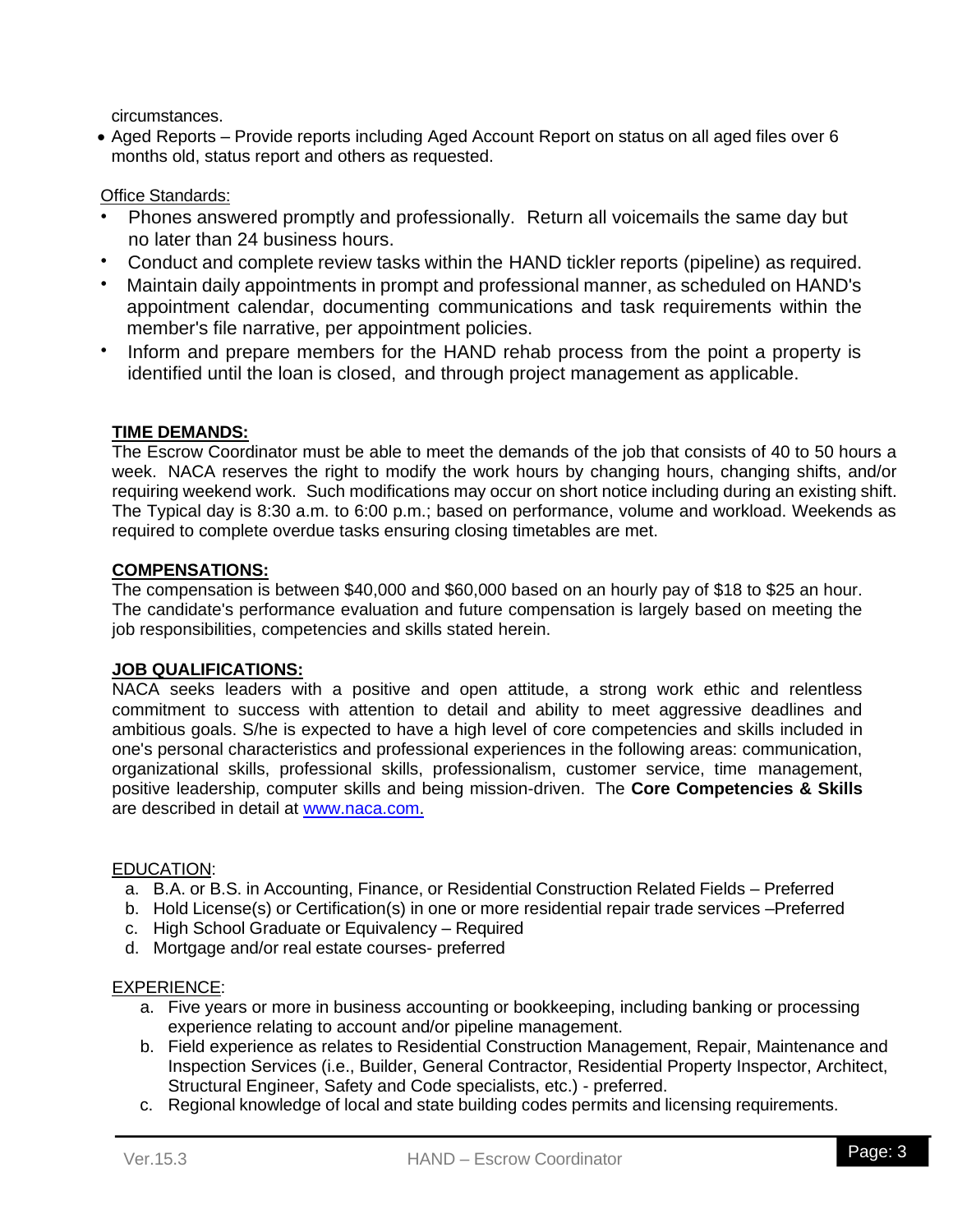circumstances.

- Aged Reports – Provide reports including Aged Account Report on status on all aged files over 6 months old, status report and others as requested.

Office Standards:

- Phones answered promptly and professionally. Return all voicemails the same day but no later than 24 business hours.
- Conduct and complete review tasks within the HAND tickler reports (pipeline) as required.
- Maintain daily appointments in prompt and professional manner, as scheduled on HAND's appointment calendar, documenting communications and task requirements within the member's file narrative, per appointment policies.
- Inform and prepare members for the HAND rehab process from the point a property is identified until the loan is closed, and through project management as applicable.

**TIME DEMANDS:**

The Escrow Coordinator must be able to meet the demands of the job that consists of 40 to 50 hours a week. NACA reserves the right to modify the work hours by changing hours, changing shifts, and/or requiring weekend work. Such modifications may occur on short notice including during an existing shift. The Typical day is 8:30 a.m. to 6:00 p.m.; based on performance, volume and workload. Weekends as required to complete overdue tasks ensuring closing timetables are met.

**COMPENSATIONS:**

The compensation is between $40,000 and $60,000 based on an hourly pay of $18 to $25 an hour. The candidate's performance evaluation and future compensation is largely based on meeting the job responsibilities, competencies and skills stated herein.

**JOB QUALIFICATIONS:**

NACA seeks leaders with a positive and open attitude, a strong work ethic and relentless commitment to success with attention to detail and ability to meet aggressive deadlines and ambitious goals. S/he is expected to have a high level of core competencies and skills included in one's personal characteristics and professional experiences in the following areas: communication, organizational skills, professional skills, professionalism, customer service, time management, positive leadership, computer skills and being mission-driven. The **Core Competencies & Skills** are described in detail at www.naca.com.

EDUCATION:

a. B.A. or B.S. in Accounting, Finance, or Residential Construction Related Fields – Preferred
b. Hold License(s) or Certification(s) in one or more residential repair trade services –Preferred
c. High School Graduate or Equivalency – Required
d. Mortgage and/or real estate courses- preferred

EXPERIENCE:

a. Five years or more in business accounting or bookkeeping, including banking or processing experience relating to account and/or pipeline management.
b. Field experience as relates to Residential Construction Management, Repair, Maintenance and Inspection Services (i.e., Builder, General Contractor, Residential Property Inspector, Architect, Structural Engineer, Safety and Code specialists, etc.) - preferred.
c. Regional knowledge of local and state building codes permits and licensing requirements.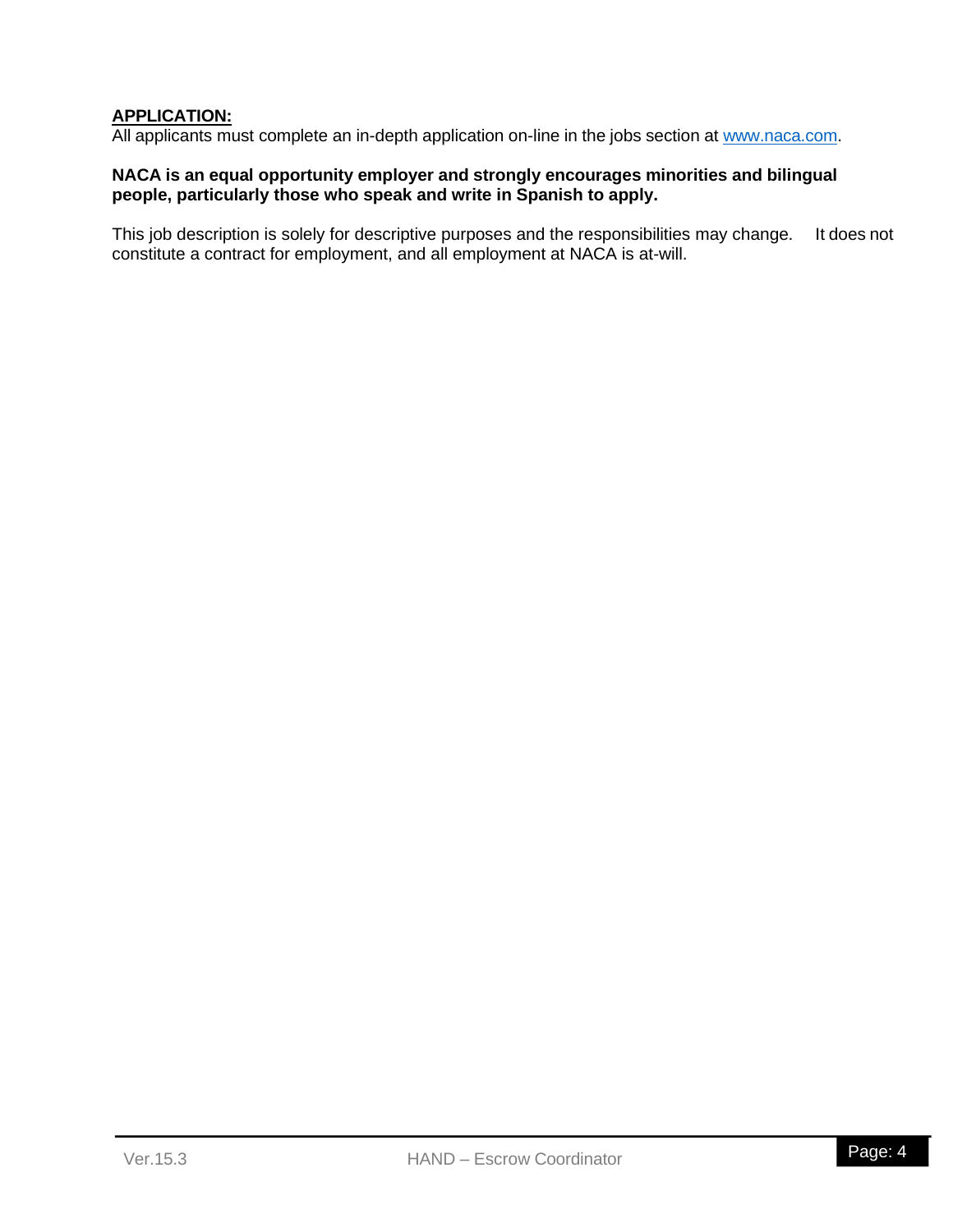**APPLICATION:**

All applicants must complete an in-depth application on-line in the jobs section at www.naca.com.

**NACA is an equal opportunity employer and strongly encourages minorities and bilingual people, particularly those who speak and write in Spanish to apply.**

This job description is solely for descriptive purposes and the responsibilities may change. It does not constitute a contract for employment, and all employment at NACA is at-will.